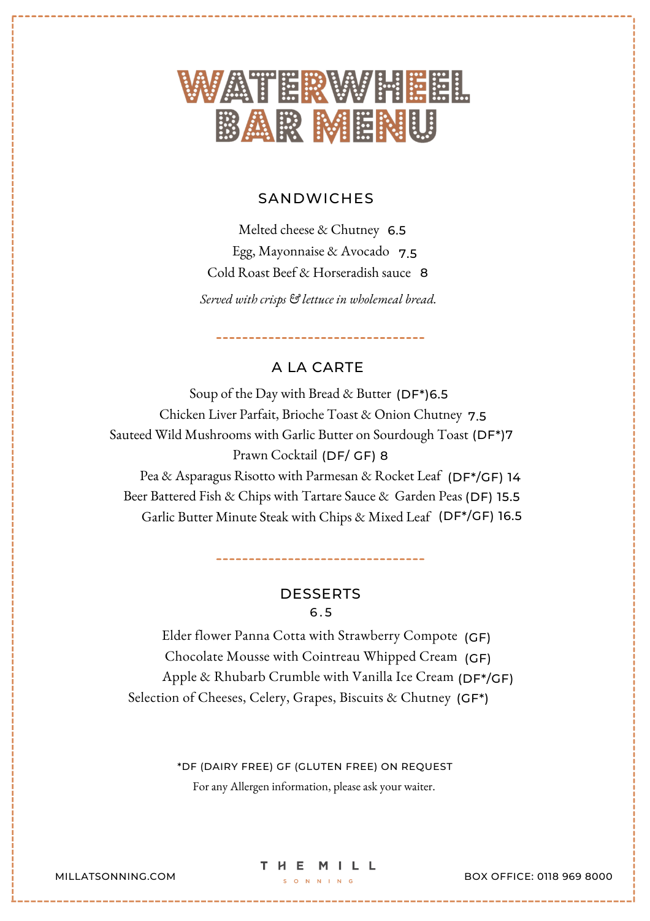# WATERWHEEL BAR MENU

## SANDWICHES

Melted cheese & Chutney 6.5

Egg, Mayonnaise & Avocado 7.5

Cold Roast Beef & Horseradish sauce 8

*Served with crisps & lettuce in wholemeal bread.*

## A LA CARTE

Soup of the Day with Bread & Butter (DF*)6.5

Chicken Liver Parfait, Brioche Toast & Onion Chutney 7.5

Sauteed Wild Mushrooms with Garlic Butter on Sourdough Toast (DF*)7

Prawn Cocktail (DF/ GF) 8

Pea & Asparagus Risotto with Parmesan & Rocket Leaf (DF*/GF) 14

Beer Battered Fish & Chips with Tartare Sauce & Garden Peas (DF) 15.5

Garlic Butter Minute Steak with Chips & Mixed Leaf (DF*/GF) 16.5

## DESSERTS

6.5

Elder flower Panna Cotta with Strawberry Compote (GF)

Chocolate Mousse with Cointreau Whipped Cream (GF)

Apple & Rhubarb Crumble with Vanilla Ice Cream (DF*/GF)

Selection of Cheeses, Celery, Grapes, Biscuits & Chutney (GF*)

*DF (DAIRY FREE) GF (GLUTEN FREE) ON REQUEST

For any Allergen information, please ask your waiter.

MILLATSONNING.COM

THE MILL SONNING

BOX OFFICE: 0118 969 8000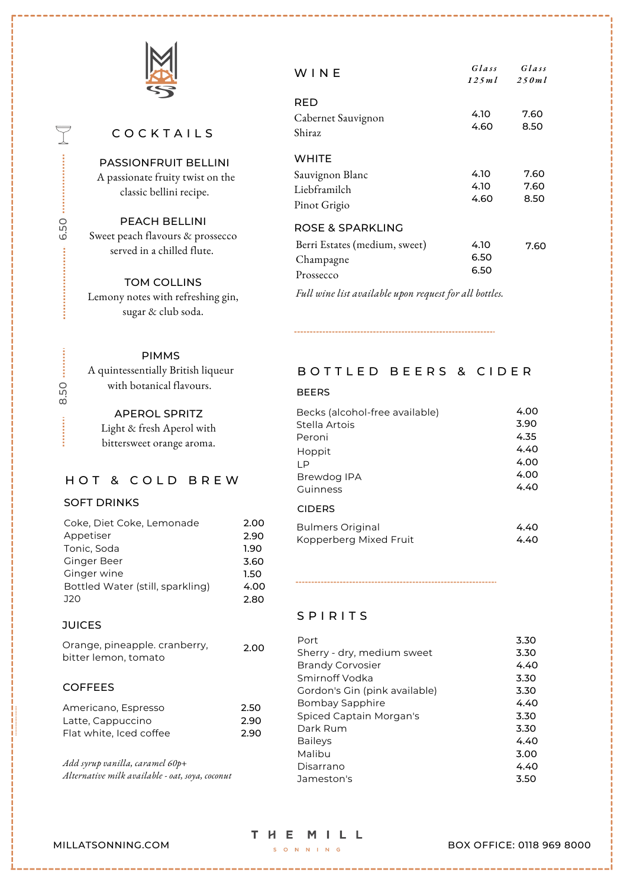## COCKTAILS

6.50

**PASSIONFRUIT BELLINI**
A passionate fruity twist on the classic bellini recipe.

**PEACH BELLINI**
Sweet peach flavours & prossecco served in a chilled flute.

**TOM COLLINS**
Lemony notes with refreshing gin, sugar & club soda.

8.50

**PIMMS**
A quintessentially British liqueur with botanical flavours.

**APEROL SPRITZ**
Light & fresh Aperol with bittersweet orange aroma.

## HOT & COLD BREW

### SOFT DRINKS

| | |
|---|---|
| Coke, Diet Coke, Lemonade | 2.00 |
| Appetiser | 2.90 |
| Tonic, Soda | 1.90 |
| Ginger Beer | 3.60 |
| Ginger wine | 1.50 |
| Bottled Water (still, sparkling) | 4.00 |
| J20 | 2.80 |

### JUICES

| | |
|---|---|
| Orange, pineapple. cranberry, bitter lemon, tomato | 2.00 |

### COFFEES

| | |
|---|---|
| Americano, Espresso | 2.50 |
| Latte, Cappuccino | 2.90 |
| Flat white, Iced coffee | 2.90 |

*Add syrup vanilla, caramel 60p+*
*Alternative milk available - oat, soya, coconut*

## WINE

| | Glass 125ml | Glass 250ml |
|---|---|---|
| **RED** | | |
| Cabernet Sauvignon | 4.10 | 7.60 |
| Shiraz | 4.60 | 8.50 |
| **WHITE** | | |
| Sauvignon Blanc | 4.10 | 7.60 |
| Liebframilch | 4.10 | 7.60 |
| Pinot Grigio | 4.60 | 8.50 |
| **ROSE & SPARKLING** | | |
| Berri Estates (medium, sweet) | 4.10 | 7.60 |
| Champagne | 6.50 | |
| Prossecco | 6.50 | |

*Full wine list available upon request for all bottles.*

## BOTTLED BEERS & CIDER

### BEERS

| | |
|---|---|
| Becks (alcohol-free available) | 4.00 |
| Stella Artois | 3.90 |
| Peroni | 4.35 |
| Hoppit | 4.40 |
| LP | 4.00 |
| Brewdog IPA | 4.00 |
| Guinness | 4.40 |

### CIDERS

| | |
|---|---|
| Bulmers Original | 4.40 |
| Kopperberg Mixed Fruit | 4.40 |

## SPIRITS

| | |
|---|---|
| Port | 3.30 |
| Sherry - dry, medium sweet | 3.30 |
| Brandy Corvosier | 4.40 |
| Smirnoff Vodka | 3.30 |
| Gordon's Gin (pink available) | 3.30 |
| Bombay Sapphire | 4.40 |
| Spiced Captain Morgan's | 3.30 |
| Dark Rum | 3.30 |
| Baileys | 4.40 |
| Malibu | 3.00 |
| Disarrano | 4.40 |
| Jameston's | 3.50 |

MILLATSONNING.COM

THE MILL
SONNING

BOX OFFICE: 0118 969 8000